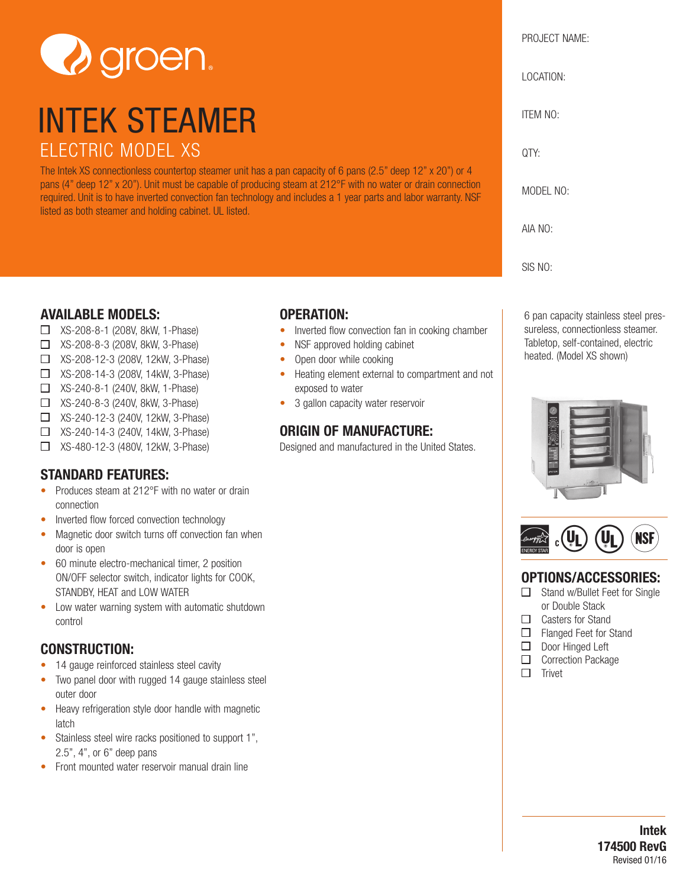groen

# INTEK STEAMER

## ELECTRIC MODEL XS

The Intek XS connectionless countertop steamer unit has a pan capacity of 6 pans (2.5" deep 12" x 20") or 4 pans (4" deep 12" x 20"). Unit must be capable of producing steam at 212°F with no water or drain connection required. Unit is to have inverted convection fan technology and includes a 1 year parts and labor warranty. NSF listed as both steamer and holding cabinet. UL listed.

PROJECT NAME:

LOCATION:

ITEM NO:

QTY:

MODEL NO:

AIA NO:

SIS NO:

## AVAILABLE MODELS:

- ☐ XS-208-8-1 (208V, 8kW, 1-Phase)
- ☐ XS-208-8-3 (208V, 8kW, 3-Phase)
- ☐ XS-208-12-3 (208V, 12kW, 3-Phase)
- ☐ XS-208-14-3 (208V, 14kW, 3-Phase)
- ☐ XS-240-8-1 (240V, 8kW, 1-Phase)
- ☐ XS-240-8-3 (240V, 8kW, 3-Phase)
- ☐ XS-240-12-3 (240V, 12kW, 3-Phase)
- ☐ XS-240-14-3 (240V, 14kW, 3-Phase)
- ☐ XS-480-12-3 (480V, 12kW, 3-Phase)

## STANDARD FEATURES:

- Produces steam at 212°F with no water or drain connection
- Inverted flow forced convection technology
- Magnetic door switch turns off convection fan when door is open
- 60 minute electro-mechanical timer, 2 position ON/OFF selector switch, indicator lights for COOK, STANDBY, HEAT and LOW WATER
- Low water warning system with automatic shutdown control

## CONSTRUCTION:

- 14 gauge reinforced stainless steel cavity
- Two panel door with rugged 14 gauge stainless steel outer door
- Heavy refrigeration style door handle with magnetic latch
- Stainless steel wire racks positioned to support 1", 2.5", 4", or 6" deep pans
- Front mounted water reservoir manual drain line

## OPERATION:

- Inverted flow convection fan in cooking chamber
- NSF approved holding cabinet
- Open door while cooking
- Heating element external to compartment and not exposed to water
- 3 gallon capacity water reservoir

## ORIGIN OF MANUFACTURE:

Designed and manufactured in the United States.

6 pan capacity stainless steel pressureless, connectionless steamer. Tabletop, self-contained, electric heated. (Model XS shown)

## OPTIONS/ACCESSORIES:

- ☐ Stand w/Bullet Feet for Single or Double Stack
- ☐ Casters for Stand
- ☐ Flanged Feet for Stand
- ☐ Door Hinged Left
- ☐ Correction Package
- ☐ Trivet

**Intek**
**174500 RevG**
Revised 01/16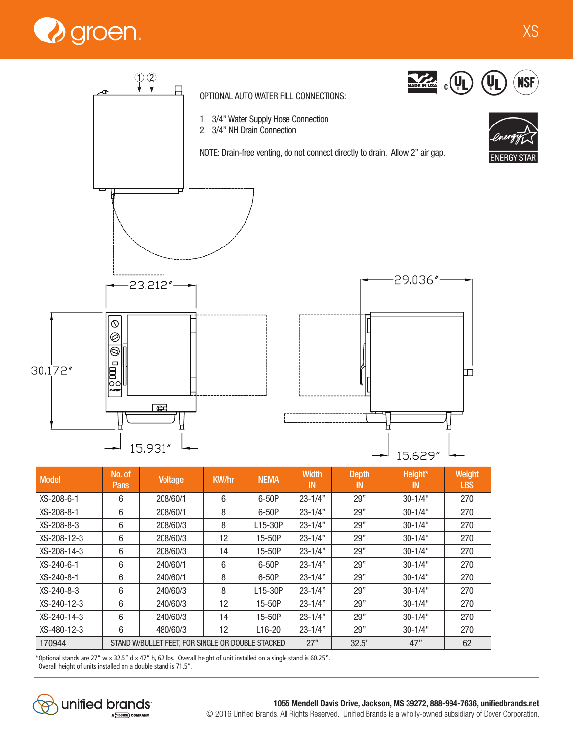groen

XS

OPTIONAL AUTO WATER FILL CONNECTIONS:

1. 3/4" Water Supply Hose Connection
2. 3/4" NH Drain Connection

NOTE: Drain-free venting, do not connect directly to drain. Allow 2" air gap.

23.212"

29.036"

30.172"

15.931"

15.629"

| Model | No. of Pans | Voltage | KW/hr | NEMA | Width IN | Depth IN | Height* IN | Weight LBS |
|---|---|---|---|---|---|---|---|---|
| XS-208-6-1 | 6 | 208/60/1 | 6 | 6-50P | 23-1/4" | 29" | 30-1/4" | 270 |
| XS-208-8-1 | 6 | 208/60/1 | 8 | 6-50P | 23-1/4" | 29" | 30-1/4" | 270 |
| XS-208-8-3 | 6 | 208/60/3 | 8 | L15-30P | 23-1/4" | 29" | 30-1/4" | 270 |
| XS-208-12-3 | 6 | 208/60/3 | 12 | 15-50P | 23-1/4" | 29" | 30-1/4" | 270 |
| XS-208-14-3 | 6 | 208/60/3 | 14 | 15-50P | 23-1/4" | 29" | 30-1/4" | 270 |
| XS-240-6-1 | 6 | 240/60/1 | 6 | 6-50P | 23-1/4" | 29" | 30-1/4" | 270 |
| XS-240-8-1 | 6 | 240/60/1 | 8 | 6-50P | 23-1/4" | 29" | 30-1/4" | 270 |
| XS-240-8-3 | 6 | 240/60/3 | 8 | L15-30P | 23-1/4" | 29" | 30-1/4" | 270 |
| XS-240-12-3 | 6 | 240/60/3 | 12 | 15-50P | 23-1/4" | 29" | 30-1/4" | 270 |
| XS-240-14-3 | 6 | 240/60/3 | 14 | 15-50P | 23-1/4" | 29" | 30-1/4" | 270 |
| XS-480-12-3 | 6 | 480/60/3 | 12 | L16-20 | 23-1/4" | 29" | 30-1/4" | 270 |
| 170944 | STAND W/BULLET FEET, FOR SINGLE OR DOUBLE STACKED | | | | 27" | 32.5" | 47" | 62 |

*Optional stands are 27" w x 32.5" d x 47" h, 62 lbs. Overall height of unit installed on a single stand is 60.25". Overall height of units installed on a double stand is 71.5".

unified brands A DOVER COMPANY

**1055 Mendell Davis Drive, Jackson, MS 39272, 888-994-7636, unifiedbrands.net**
© 2016 Unified Brands. All Rights Reserved. Unified Brands is a wholly-owned subsidiary of Dover Corporation.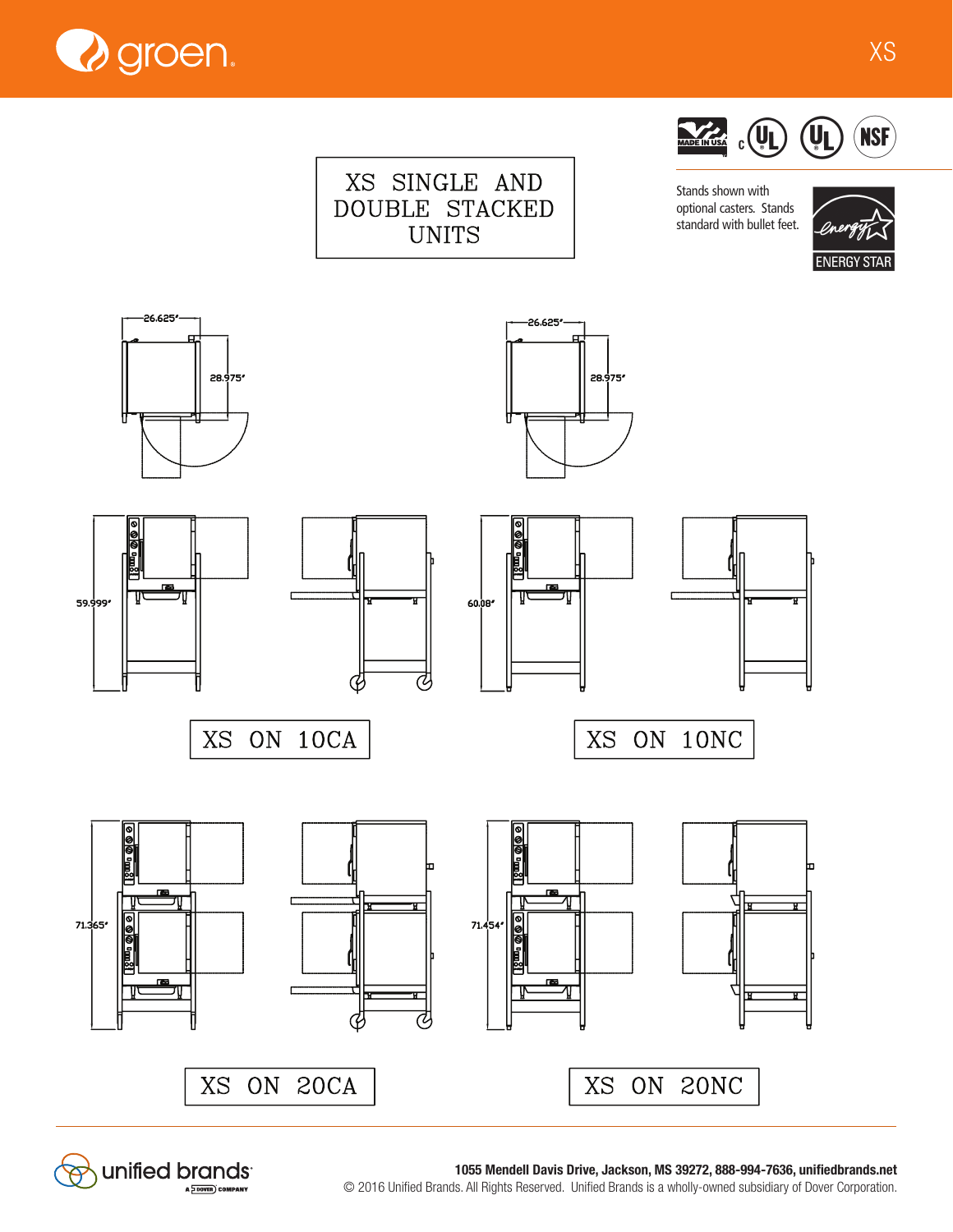groen

XS

Stands shown with optional casters. Stands standard with bullet feet.

ENERGY STAR

# XS SINGLE AND DOUBLE STACKED UNITS

26.625"

28.975"

26.625"

28.975"

59.999"

60.08"

XS ON 10CA

XS ON 10NC

71.365"

71.454"

XS ON 20CA

XS ON 20NC

unified brands

**1055 Mendell Davis Drive, Jackson, MS 39272, 888-994-7636, unifiedbrands.net**

© 2016 Unified Brands. All Rights Reserved. Unified Brands is a wholly-owned subsidiary of Dover Corporation.